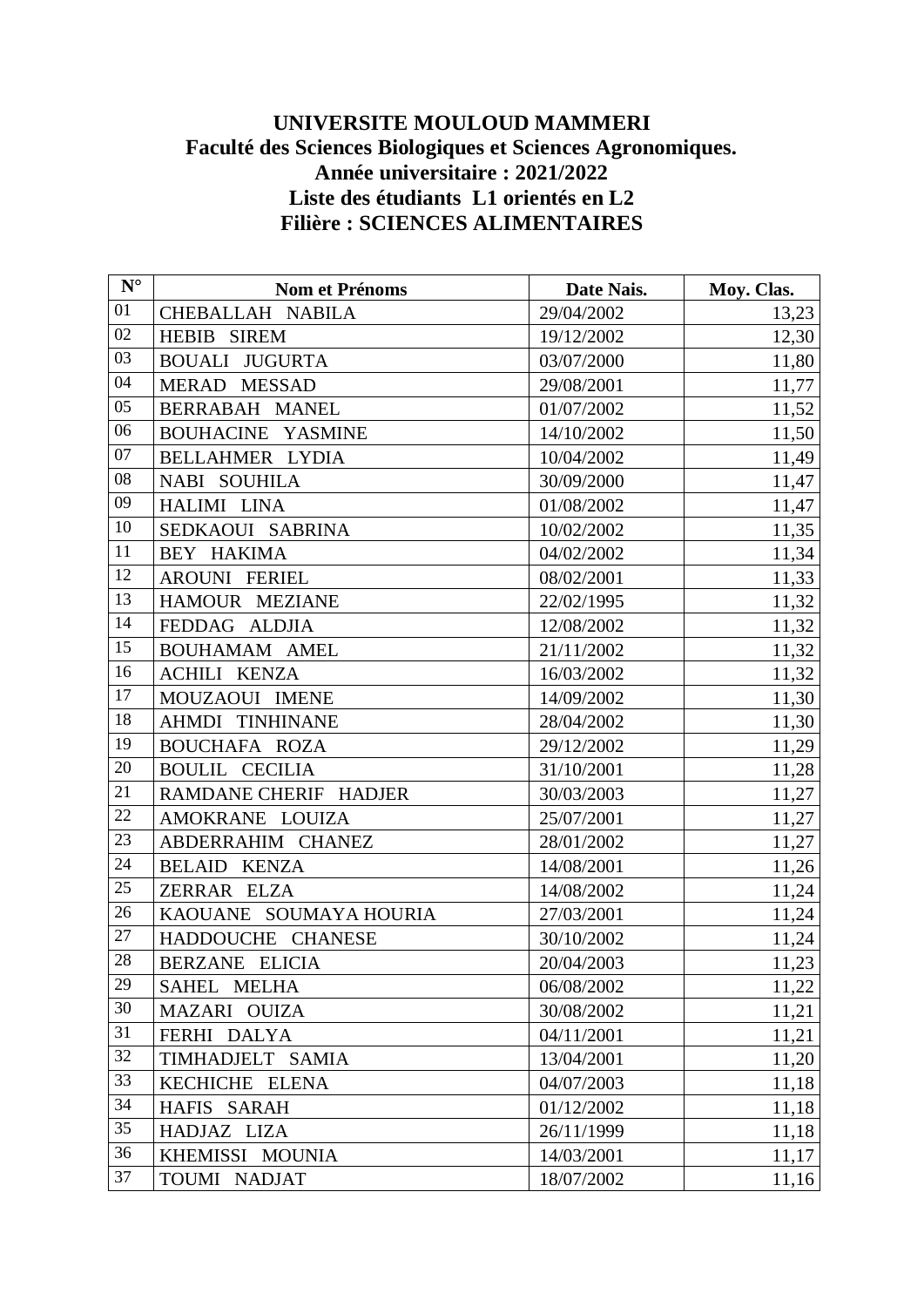**UNIVERSITE MOULOUD MAMMERI**
**Faculté des Sciences Biologiques et Sciences Agronomiques.**
**Année universitaire : 2021/2022**
**Liste des étudiants L1 orientés en L2**
**Filière : SCIENCES ALIMENTAIRES**

| N° | Nom et Prénoms | Date Nais. | Moy. Clas. |
|---|---|---|---|
| 01 | CHEBALLAH NABILA | 29/04/2002 | 13,23 |
| 02 | HEBIB SIREM | 19/12/2002 | 12,30 |
| 03 | BOUALI JUGURTA | 03/07/2000 | 11,80 |
| 04 | MERAD MESSAD | 29/08/2001 | 11,77 |
| 05 | BERRABAH MANEL | 01/07/2002 | 11,52 |
| 06 | BOUHACINE YASMINE | 14/10/2002 | 11,50 |
| 07 | BELLAHMER LYDIA | 10/04/2002 | 11,49 |
| 08 | NABI SOUHILA | 30/09/2000 | 11,47 |
| 09 | HALIMI LINA | 01/08/2002 | 11,47 |
| 10 | SEDKAOUI SABRINA | 10/02/2002 | 11,35 |
| 11 | BEY HAKIMA | 04/02/2002 | 11,34 |
| 12 | AROUNI FERIEL | 08/02/2001 | 11,33 |
| 13 | HAMOUR MEZIANE | 22/02/1995 | 11,32 |
| 14 | FEDDAG ALDJIA | 12/08/2002 | 11,32 |
| 15 | BOUHAMAM AMEL | 21/11/2002 | 11,32 |
| 16 | ACHILI KENZA | 16/03/2002 | 11,32 |
| 17 | MOUZAOUI IMENE | 14/09/2002 | 11,30 |
| 18 | AHMDI TINHINANE | 28/04/2002 | 11,30 |
| 19 | BOUCHAFA ROZA | 29/12/2002 | 11,29 |
| 20 | BOULIL CECILIA | 31/10/2001 | 11,28 |
| 21 | RAMDANE CHERIF HADJER | 30/03/2003 | 11,27 |
| 22 | AMOKRANE LOUIZA | 25/07/2001 | 11,27 |
| 23 | ABDERRAHIM CHANEZ | 28/01/2002 | 11,27 |
| 24 | BELAID KENZA | 14/08/2001 | 11,26 |
| 25 | ZERRAR ELZA | 14/08/2002 | 11,24 |
| 26 | KAOUANE SOUMAYA HOURIA | 27/03/2001 | 11,24 |
| 27 | HADDOUCHE CHANESE | 30/10/2002 | 11,24 |
| 28 | BERZANE ELICIA | 20/04/2003 | 11,23 |
| 29 | SAHEL MELHA | 06/08/2002 | 11,22 |
| 30 | MAZARI OUIZA | 30/08/2002 | 11,21 |
| 31 | FERHI DALYA | 04/11/2001 | 11,21 |
| 32 | TIMHADJELT SAMIA | 13/04/2001 | 11,20 |
| 33 | KECHICHE ELENA | 04/07/2003 | 11,18 |
| 34 | HAFIS SARAH | 01/12/2002 | 11,18 |
| 35 | HADJAZ LIZA | 26/11/1999 | 11,18 |
| 36 | KHEMISSI MOUNIA | 14/03/2001 | 11,17 |
| 37 | TOUMI NADJAT | 18/07/2002 | 11,16 |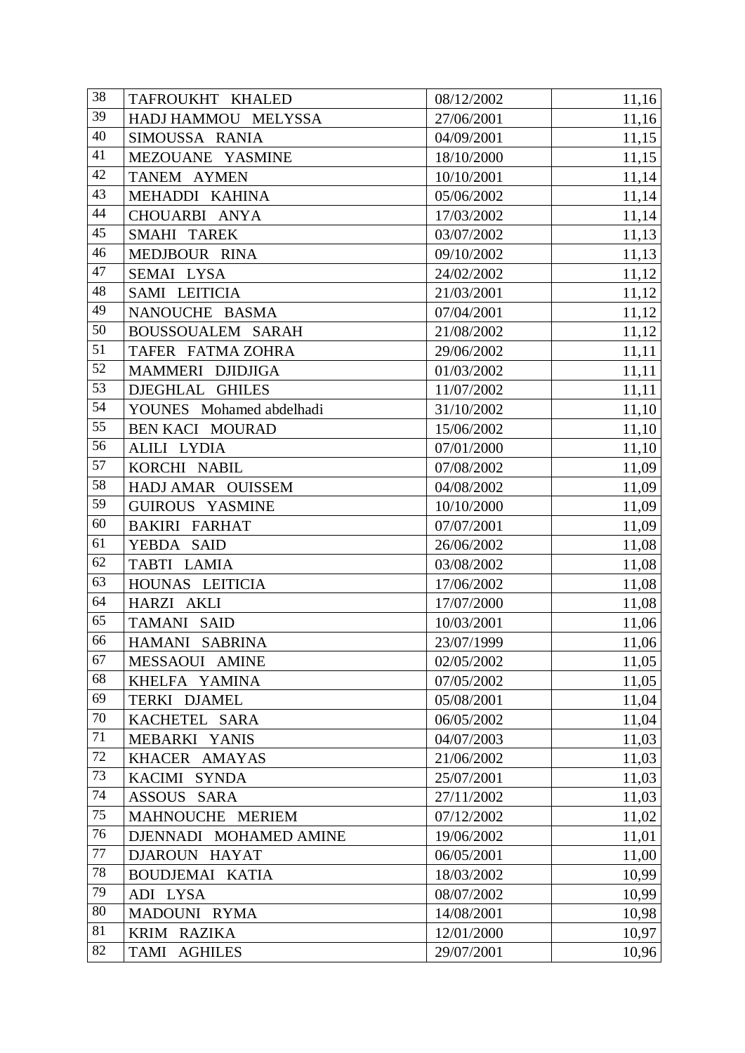| 38 | TAFROUKHT KHALED | 08/12/2002 | 11,16 |
|---|---|---|---|
| 39 | HADJ HAMMOU MELYSSA | 27/06/2001 | 11,16 |
| 40 | SIMOUSSA RANIA | 04/09/2001 | 11,15 |
| 41 | MEZOUANE YASMINE | 18/10/2000 | 11,15 |
| 42 | TANEM AYMEN | 10/10/2001 | 11,14 |
| 43 | MEHADDI KAHINA | 05/06/2002 | 11,14 |
| 44 | CHOUARBI ANYA | 17/03/2002 | 11,14 |
| 45 | SMAHI TAREK | 03/07/2002 | 11,13 |
| 46 | MEDJBOUR RINA | 09/10/2002 | 11,13 |
| 47 | SEMAI LYSA | 24/02/2002 | 11,12 |
| 48 | SAMI LEITICIA | 21/03/2001 | 11,12 |
| 49 | NANOUCHE BASMA | 07/04/2001 | 11,12 |
| 50 | BOUSSOUALEM SARAH | 21/08/2002 | 11,12 |
| 51 | TAFER FATMA ZOHRA | 29/06/2002 | 11,11 |
| 52 | MAMMERI DJIDJIGA | 01/03/2002 | 11,11 |
| 53 | DJEGHLAL GHILES | 11/07/2002 | 11,11 |
| 54 | YOUNES Mohamed abdelhadi | 31/10/2002 | 11,10 |
| 55 | BEN KACI MOURAD | 15/06/2002 | 11,10 |
| 56 | ALILI LYDIA | 07/01/2000 | 11,10 |
| 57 | KORCHI NABIL | 07/08/2002 | 11,09 |
| 58 | HADJ AMAR OUISSEM | 04/08/2002 | 11,09 |
| 59 | GUIROUS YASMINE | 10/10/2000 | 11,09 |
| 60 | BAKIRI FARHAT | 07/07/2001 | 11,09 |
| 61 | YEBDA SAID | 26/06/2002 | 11,08 |
| 62 | TABTI LAMIA | 03/08/2002 | 11,08 |
| 63 | HOUNAS LEITICIA | 17/06/2002 | 11,08 |
| 64 | HARZI AKLI | 17/07/2000 | 11,08 |
| 65 | TAMANI SAID | 10/03/2001 | 11,06 |
| 66 | HAMANI SABRINA | 23/07/1999 | 11,06 |
| 67 | MESSAOUI AMINE | 02/05/2002 | 11,05 |
| 68 | KHELFA YAMINA | 07/05/2002 | 11,05 |
| 69 | TERKI DJAMEL | 05/08/2001 | 11,04 |
| 70 | KACHETEL SARA | 06/05/2002 | 11,04 |
| 71 | MEBARKI YANIS | 04/07/2003 | 11,03 |
| 72 | KHACER AMAYAS | 21/06/2002 | 11,03 |
| 73 | KACIMI SYNDA | 25/07/2001 | 11,03 |
| 74 | ASSOUS SARA | 27/11/2002 | 11,03 |
| 75 | MAHNOUCHE MERIEM | 07/12/2002 | 11,02 |
| 76 | DJENNADI MOHAMED AMINE | 19/06/2002 | 11,01 |
| 77 | DJAROUN HAYAT | 06/05/2001 | 11,00 |
| 78 | BOUDJEMAI KATIA | 18/03/2002 | 10,99 |
| 79 | ADI LYSA | 08/07/2002 | 10,99 |
| 80 | MADOUNI RYMA | 14/08/2001 | 10,98 |
| 81 | KRIM RAZIKA | 12/01/2000 | 10,97 |
| 82 | TAMI AGHILES | 29/07/2001 | 10,96 |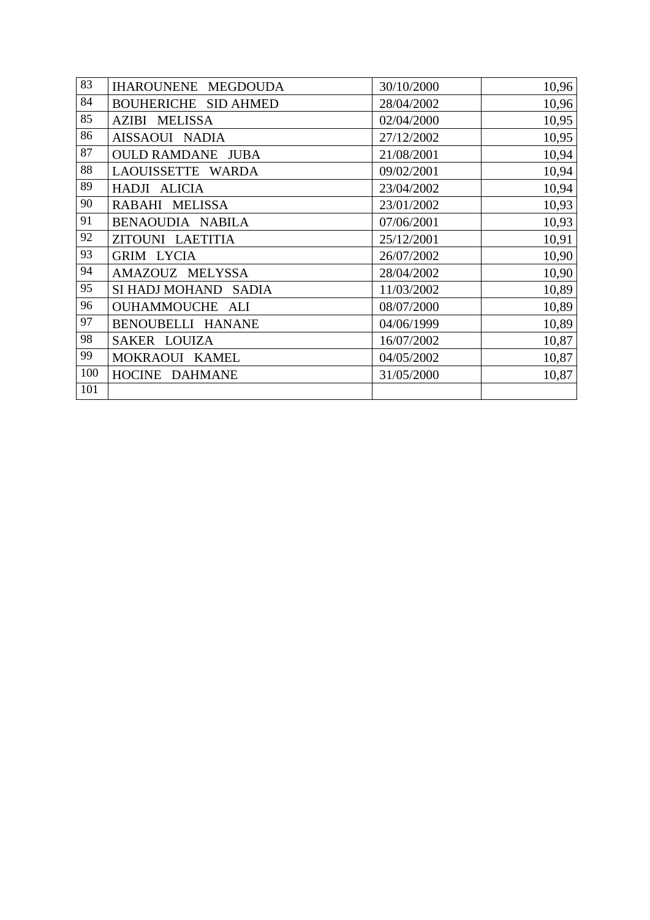| | | | |
|---|---|---|---|
| 83 | IHAROUNENE MEGDOUDA | 30/10/2000 | 10,96 |
| 84 | BOUHERICHE SID AHMED | 28/04/2002 | 10,96 |
| 85 | AZIBI MELISSA | 02/04/2000 | 10,95 |
| 86 | AISSAOUI NADIA | 27/12/2002 | 10,95 |
| 87 | OULD RAMDANE JUBA | 21/08/2001 | 10,94 |
| 88 | LAOUISSETTE WARDA | 09/02/2001 | 10,94 |
| 89 | HADJI ALICIA | 23/04/2002 | 10,94 |
| 90 | RABAHI MELISSA | 23/01/2002 | 10,93 |
| 91 | BENAOUDIA NABILA | 07/06/2001 | 10,93 |
| 92 | ZITOUNI LAETITIA | 25/12/2001 | 10,91 |
| 93 | GRIM LYCIA | 26/07/2002 | 10,90 |
| 94 | AMAZOUZ MELYSSA | 28/04/2002 | 10,90 |
| 95 | SI HADJ MOHAND SADIA | 11/03/2002 | 10,89 |
| 96 | OUHAMMOUCHE ALI | 08/07/2000 | 10,89 |
| 97 | BENOUBELLI HANANE | 04/06/1999 | 10,89 |
| 98 | SAKER LOUIZA | 16/07/2002 | 10,87 |
| 99 | MOKRAOUI KAMEL | 04/05/2002 | 10,87 |
| 100 | HOCINE DAHMANE | 31/05/2000 | 10,87 |
| 101 | | | |